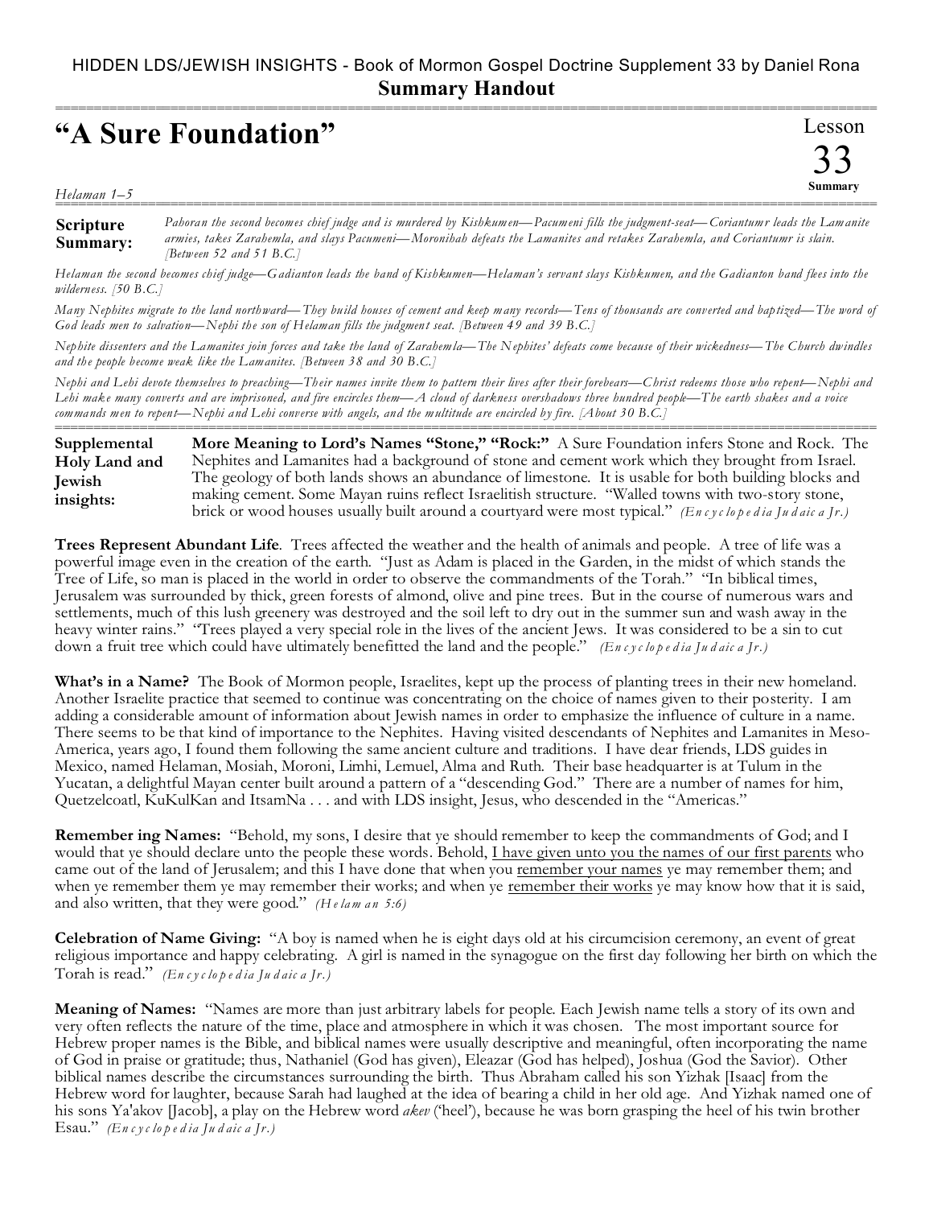HIDDEN LDS/JEWISH INSIGHTS - Book of Mormon Gospel Doctrine Supplement 33 by Daniel Rona

**Summary Handout**

# "A Sure Foundation"

Lesson 33 Summary

*Helaman 1–5*

**Scripture Summary:** *Pahoran the second becomes chief judge and is murdered by Kishkumen—Pacumeni fills the judgment-seat—Coriantumr leads the Lamanite armies, takes Zarahemla, and slays Pacumeni—Moronihah defeats the Lamanites and retakes Zarahemla, and Coriantumr is slain. [Between 52 and 51 B.C.]*

*Helaman the second becomes chief judge—Gadianton leads the band of Kishkumen—Helaman's servant slays Kishkumen, and the Gadianton band flees into the wilderness. [50 B.C.]*

*Many Nephites migrate to the land northward—They build houses of cement and keep many records—Tens of thousands are converted and baptized—The word of God leads men to salvation—Nephi the son of Helaman fills the judgment seat. [Between 49 and 39 B.C.]*

*Nephite dissenters and the Lamanites join forces and take the land of Zarahemla—The Nephites' defeats come because of their wickedness—The Church dwindles and the people become weak like the Lamanites. [Between 38 and 30 B.C.]*

*Nephi and Lehi devote themselves to preaching—Their names invite them to pattern their lives after their forebears—Christ redeems those who repent—Nephi and Lehi make many converts and are imprisoned, and fire encircles them—A cloud of darkness overshadows three hundred people—The earth shakes and a voice commands men to repent—Nephi and Lehi converse with angels, and the multitude are encircled by fire. [About 30 B.C.]*

**Supplemental Holy Land and Jewish insights:**

**More Meaning to Lord's Names "Stone," "Rock:"** A Sure Foundation infers Stone and Rock. The Nephites and Lamanites had a background of stone and cement work which they brought from Israel. The geology of both lands shows an abundance of limestone. It is usable for both building blocks and making cement. Some Mayan ruins reflect Israelitish structure. "Walled towns with two-story stone, brick or wood houses usually built around a courtyard were most typical." *(Encyclopedia Judaica Jr.)*

**Trees Represent Abundant Life**. Trees affected the weather and the health of animals and people. A tree of life was a powerful image even in the creation of the earth. "Just as Adam is placed in the Garden, in the midst of which stands the Tree of Life, so man is placed in the world in order to observe the commandments of the Torah." "In biblical times, Jerusalem was surrounded by thick, green forests of almond, olive and pine trees. But in the course of numerous wars and settlements, much of this lush greenery was destroyed and the soil left to dry out in the summer sun and wash away in the heavy winter rains." "Trees played a very special role in the lives of the ancient Jews. It was considered to be a sin to cut down a fruit tree which could have ultimately benefitted the land and the people." *(Encyclopedia Judaica Jr.)*

**What's in a Name?** The Book of Mormon people, Israelites, kept up the process of planting trees in their new homeland. Another Israelite practice that seemed to continue was concentrating on the choice of names given to their posterity. I am adding a considerable amount of information about Jewish names in order to emphasize the influence of culture in a name. There seems to be that kind of importance to the Nephites. Having visited descendants of Nephites and Lamanites in Meso-America, years ago, I found them following the same ancient culture and traditions. I have dear friends, LDS guides in Mexico, named Helaman, Mosiah, Moroni, Limhi, Lemuel, Alma and Ruth. Their base headquarter is at Tulum in the Yucatan, a delightful Mayan center built around a pattern of a "descending God." There are a number of names for him, Quetzelcoatl, KuKulKan and ItsamNa . . . and with LDS insight, Jesus, who descended in the "Americas."

**Remembering Names:** "Behold, my sons, I desire that ye should remember to keep the commandments of God; and I would that ye should declare unto the people these words. Behold, <u>I have given unto you the names of our first parents</u> who came out of the land of Jerusalem; and this I have done that when you <u>remember your names</u> ye may remember them; and when ye remember them ye may remember their works; and when ye <u>remember their works</u> ye may know how that it is said, and also written, that they were good." *(Helaman 5:6)*

**Celebration of Name Giving:** "A boy is named when he is eight days old at his circumcision ceremony, an event of great religious importance and happy celebrating. A girl is named in the synagogue on the first day following her birth on which the Torah is read." *(Encyclopedia Judaica Jr.)*

**Meaning of Names:** "Names are more than just arbitrary labels for people. Each Jewish name tells a story of its own and very often reflects the nature of the time, place and atmosphere in which it was chosen. The most important source for Hebrew proper names is the Bible, and biblical names were usually descriptive and meaningful, often incorporating the name of God in praise or gratitude; thus, Nathaniel (God has given), Eleazar (God has helped), Joshua (God the Savior). Other biblical names describe the circumstances surrounding the birth. Thus Abraham called his son Yizhak [Isaac] from the Hebrew word for laughter, because Sarah had laughed at the idea of bearing a child in her old age. And Yizhak named one of his sons Ya'akov [Jacob], a play on the Hebrew word *akev* ('heel'), because he was born grasping the heel of his twin brother Esau." *(Encyclopedia Judaica Jr.)*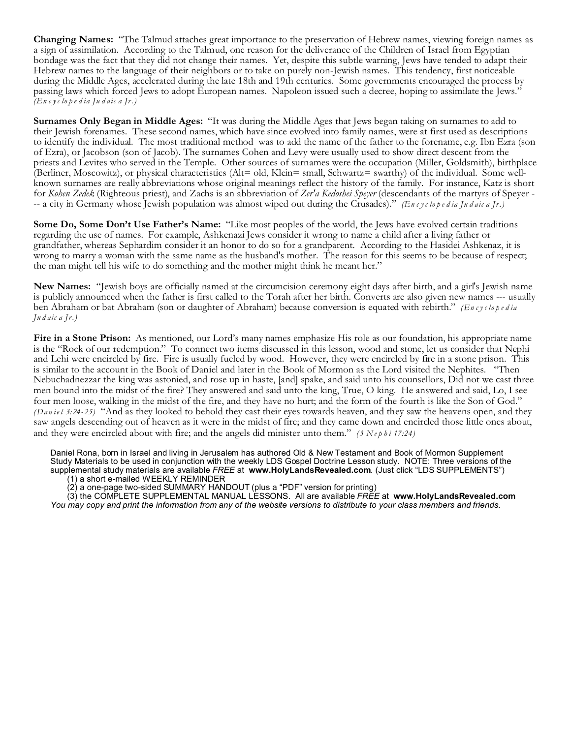**Changing Names:** "The Talmud attaches great importance to the preservation of Hebrew names, viewing foreign names as a sign of assimilation. According to the Talmud, one reason for the deliverance of the Children of Israel from Egyptian bondage was the fact that they did not change their names. Yet, despite this subtle warning, Jews have tended to adapt their Hebrew names to the language of their neighbors or to take on purely non-Jewish names. This tendency, first noticeable during the Middle Ages, accelerated during the late 18th and 19th centuries. Some governments encouraged the process by passing laws which forced Jews to adopt European names. Napoleon issued such a decree, hoping to assimilate the Jews." *(Encyclopedia Judaica Jr.)*

**Surnames Only Began in Middle Ages:** "It was during the Middle Ages that Jews began taking on surnames to add to their Jewish forenames. These second names, which have since evolved into family names, were at first used as descriptions to identify the individual. The most traditional method was to add the name of the father to the forename, e.g. Ibn Ezra (son of Ezra), or Jacobson (son of Jacob). The surnames Cohen and Levy were usually used to show direct descent from the priests and Levites who served in the Temple. Other sources of surnames were the occupation (Miller, Goldsmith), birthplace (Berliner, Moscowitz), or physical characteristics (Alt= old, Klein= small, Schwartz= swarthy) of the individual. Some well-known surnames are really abbreviations whose original meanings reflect the history of the family. For instance, Katz is short for *Kohen Zedek* (Righteous priest), and Zachs is an abbreviation of *Zer'a Kedoshei Speyer* (descendants of the martyrs of Speyer --- a city in Germany whose Jewish population was almost wiped out during the Crusades)." *(Encyclopedia Judaica Jr.)*

**Some Do, Some Don't Use Father's Name:** "Like most peoples of the world, the Jews have evolved certain traditions regarding the use of names. For example, Ashkenazi Jews consider it wrong to name a child after a living father or grandfather, whereas Sephardim consider it an honor to do so for a grandparent. According to the Hasidei Ashkenaz, it is wrong to marry a woman with the same name as the husband's mother. The reason for this seems to be because of respect; the man might tell his wife to do something and the mother might think he meant her."

**New Names:** "Jewish boys are officially named at the circumcision ceremony eight days after birth, and a girl's Jewish name is publicly announced when the father is first called to the Torah after her birth. Converts are also given new names --- usually ben Abraham or bat Abraham (son or daughter of Abraham) because conversion is equated with rebirth." *(Encyclopedia Judaica Jr.)*

**Fire in a Stone Prison:** As mentioned, our Lord's many names emphasize His role as our foundation, his appropriate name is the "Rock of our redemption." To connect two items discussed in this lesson, wood and stone, let us consider that Nephi and Lehi were encircled by fire. Fire is usually fueled by wood. However, they were encircled by fire in a stone prison. This is similar to the account in the Book of Daniel and later in the Book of Mormon as the Lord visited the Nephites. "Then Nebuchadnezzar the king was astonied, and rose up in haste, [and] spake, and said unto his counsellors, Did not we cast three men bound into the midst of the fire? They answered and said unto the king, True, O king. He answered and said, Lo, I see four men loose, walking in the midst of the fire, and they have no hurt; and the form of the fourth is like the Son of God." *(Daniel 3:24-25)* "And as they looked to behold they cast their eyes towards heaven, and they saw the heavens open, and they saw angels descending out of heaven as it were in the midst of fire; and they came down and encircled those little ones about, and they were encircled about with fire; and the angels did minister unto them." *(3 Nephi 17:24)*

Daniel Rona, born in Israel and living in Jerusalem has authored Old & New Testament and Book of Mormon Supplement Study Materials to be used in conjunction with the weekly LDS Gospel Doctrine Lesson study. NOTE: Three versions of the supplemental study materials are available *FREE* at **www.HolyLandsRevealed.com**. (Just click "LDS SUPPLEMENTS")

(1) a short e-mailed WEEKLY REMINDER
(2) a one-page two-sided SUMMARY HANDOUT (plus a "PDF" version for printing)
(3) the COMPLETE SUPPLEMENTAL MANUAL LESSONS. All are available *FREE* at **www.HolyLandsRevealed.com**

*You may copy and print the information from any of the website versions to distribute to your class members and friends.*